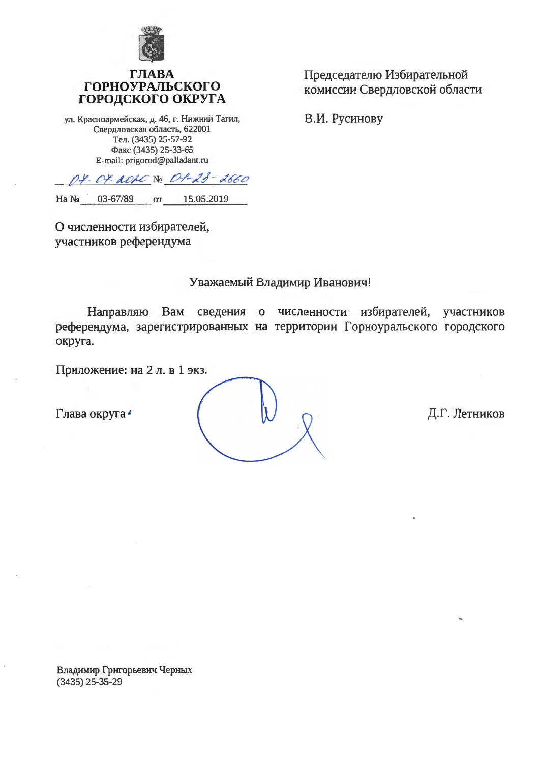**ГЛАВА ГОРНОУРАЛЬСКОГО ГОРОДСКОГО ОКРУГА**

ул. Красноармейская, д. 46, г. Нижний Тагил,
Свердловская область, 622001
Тел. (3435) 25-57-92
Факс (3435) 25-33-65
E-mail: prigorod@palladant.ru

07.07.2020 № 01-23-2660

На № 03-67/89 от 15.05.2019

Председателю Избирательной комиссии Свердловской области

В.И. Русинову

О численности избирателей, участников референдума

Уважаемый Владимир Иванович!

Направляю Вам сведения о численности избирателей, участников референдума, зарегистрированных на территории Горноуральского городского округа.

Приложение: на 2 л. в 1 экз.

Глава округа Д.Г. Летников

Владимир Григорьевич Черных
(3435) 25-35-29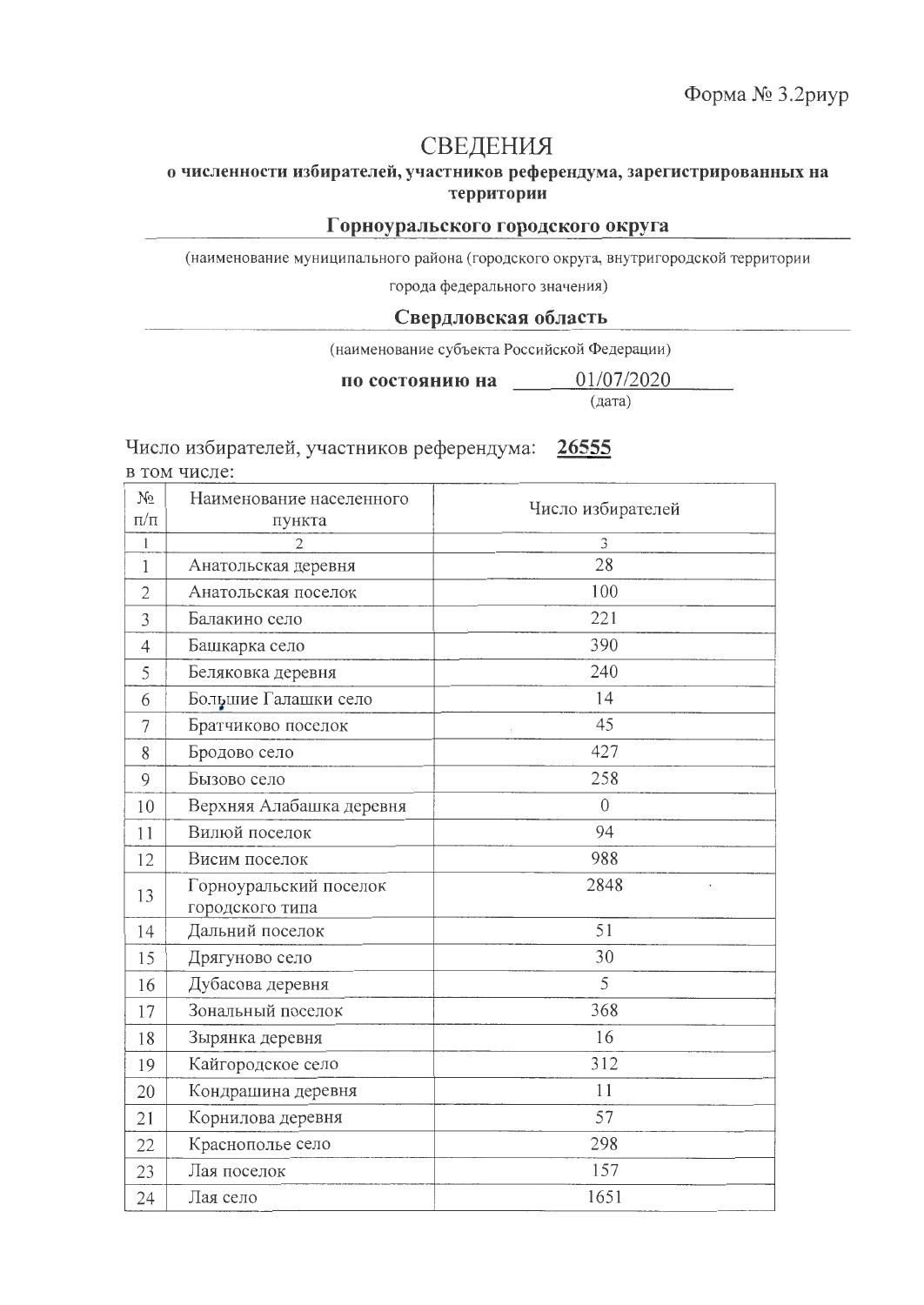Форма № 3.2риур

# СВЕДЕНИЯ

**о численности избирателей, участников референдума, зарегистрированных на территории**

**Горноуральского городского округа**

(наименование муниципального района (городского округа, внутригородской территории города федерального значения)

**Свердловская область**

(наименование субъекта Российской Федерации)

**по состоянию на** 01/07/2020
(дата)

Число избирателей, участников референдума: **26555**
в том числе:

| № п/п | Наименование населенного пункта | Число избирателей |
|---|---|---|
| 1 | 2 | 3 |
| 1 | Анатольская деревня | 28 |
| 2 | Анатольская поселок | 100 |
| 3 | Балакино село | 221 |
| 4 | Башкарка село | 390 |
| 5 | Беляковка деревня | 240 |
| 6 | Большие Галашки село | 14 |
| 7 | Братчиково поселок | 45 |
| 8 | Бродово село | 427 |
| 9 | Бызово село | 258 |
| 10 | Верхняя Алабашка деревня | 0 |
| 11 | Вилюй поселок | 94 |
| 12 | Висим поселок | 988 |
| 13 | Горноуральский поселок городского типа | 2848 |
| 14 | Дальний поселок | 51 |
| 15 | Дрягуново село | 30 |
| 16 | Дубасова деревня | 5 |
| 17 | Зональный поселок | 368 |
| 18 | Зырянка деревня | 16 |
| 19 | Кайгородское село | 312 |
| 20 | Кондрашина деревня | 11 |
| 21 | Корнилова деревня | 57 |
| 22 | Краснополье село | 298 |
| 23 | Лая поселок | 157 |
| 24 | Лая село | 1651 |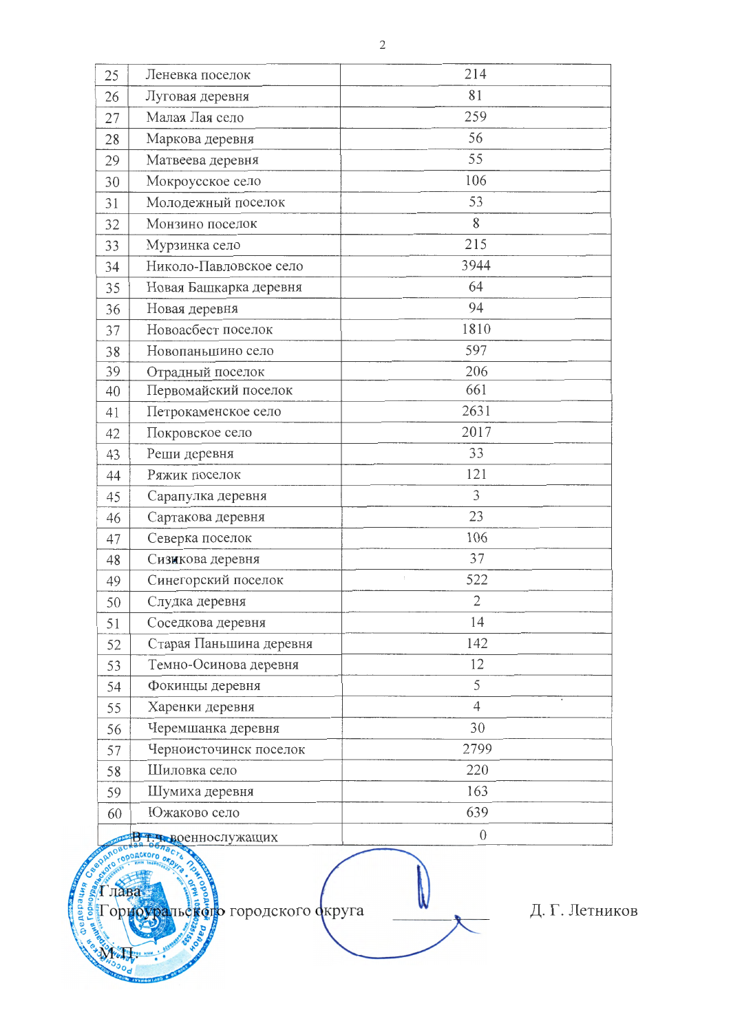| | | |
|---|---|---|
| 25 | Леневка поселок | 214 |
| 26 | Луговая деревня | 81 |
| 27 | Малая Лая село | 259 |
| 28 | Маркова деревня | 56 |
| 29 | Матвеева деревня | 55 |
| 30 | Мокроусское село | 106 |
| 31 | Молодежный поселок | 53 |
| 32 | Монзино поселок | 8 |
| 33 | Мурзинка село | 215 |
| 34 | Николо-Павловское село | 3944 |
| 35 | Новая Башкарка деревня | 64 |
| 36 | Новая деревня | 94 |
| 37 | Новоасбест поселок | 1810 |
| 38 | Новопаньшино село | 597 |
| 39 | Отрадный поселок | 206 |
| 40 | Первомайский поселок | 661 |
| 41 | Петрокаменское село | 2631 |
| 42 | Покровское село | 2017 |
| 43 | Реши деревня | 33 |
| 44 | Ряжик поселок | 121 |
| 45 | Сарапулка деревня | 3 |
| 46 | Сартакова деревня | 23 |
| 47 | Северка поселок | 106 |
| 48 | Сизикова деревня | 37 |
| 49 | Синегорский поселок | 522 |
| 50 | Слудка деревня | 2 |
| 51 | Соседкова деревня | 14 |
| 52 | Старая Паньшина деревня | 142 |
| 53 | Темно-Осинова деревня | 12 |
| 54 | Фокинцы деревня | 5 |
| 55 | Харенки деревня | 4 |
| 56 | Черемшанка деревня | 30 |
| 57 | Черноисточинск поселок | 2799 |
| 58 | Шиловка село | 220 |
| 59 | Шумиха деревня | 163 |
| 60 | Южаково село | 639 |
| | В т.ч. военнослужащих | 0 |

Глава
Горноуральского городского округа Д. Г. Летников

М.П.